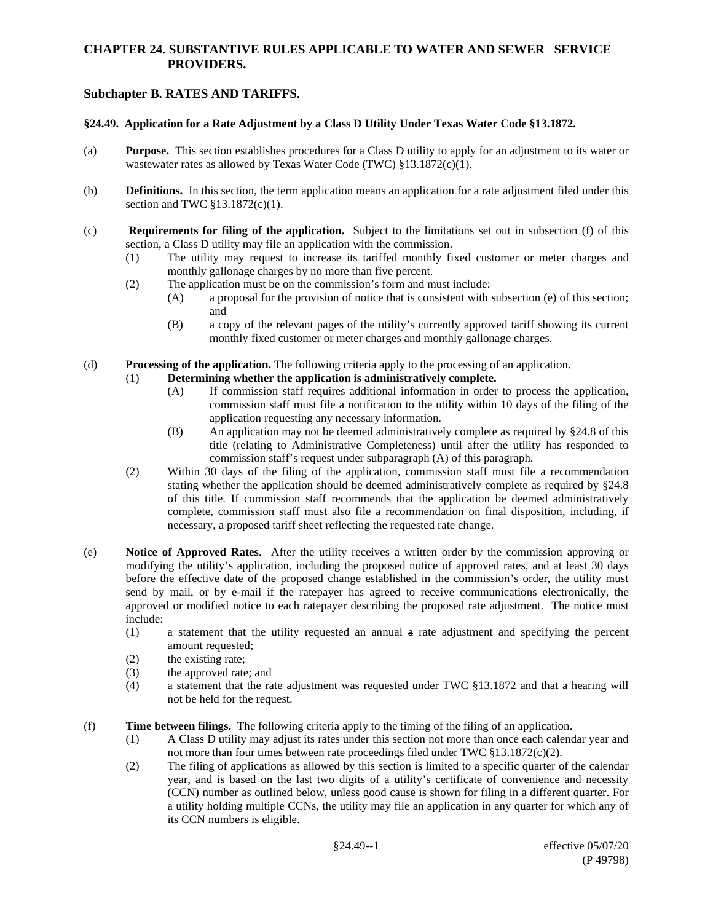## CHAPTER 24. SUBSTANTIVE RULES APPLICABLE TO WATER AND SEWER SERVICE PROVIDERS.

### Subchapter B. RATES AND TARIFFS.

#### §24.49. Application for a Rate Adjustment by a Class D Utility Under Texas Water Code §13.1872.

(a) **Purpose.** This section establishes procedures for a Class D utility to apply for an adjustment to its water or wastewater rates as allowed by Texas Water Code (TWC) §13.1872(c)(1).

(b) **Definitions.** In this section, the term application means an application for a rate adjustment filed under this section and TWC §13.1872(c)(1).

(c) **Requirements for filing of the application.** Subject to the limitations set out in subsection (f) of this section, a Class D utility may file an application with the commission.

- (1) The utility may request to increase its tariffed monthly fixed customer or meter charges and monthly gallonage charges by no more than five percent.
- (2) The application must be on the commission's form and must include:
  - (A) a proposal for the provision of notice that is consistent with subsection (e) of this section; and
  - (B) a copy of the relevant pages of the utility's currently approved tariff showing its current monthly fixed customer or meter charges and monthly gallonage charges.

(d) **Processing of the application.** The following criteria apply to the processing of an application.

- (1) **Determining whether the application is administratively complete.**
  - (A) If commission staff requires additional information in order to process the application, commission staff must file a notification to the utility within 10 days of the filing of the application requesting any necessary information.
  - (B) An application may not be deemed administratively complete as required by §24.8 of this title (relating to Administrative Completeness) until after the utility has responded to commission staff's request under subparagraph (A) of this paragraph.
- (2) Within 30 days of the filing of the application, commission staff must file a recommendation stating whether the application should be deemed administratively complete as required by §24.8 of this title. If commission staff recommends that the application be deemed administratively complete, commission staff must also file a recommendation on final disposition, including, if necessary, a proposed tariff sheet reflecting the requested rate change.

(e) **Notice of Approved Rates**. After the utility receives a written order by the commission approving or modifying the utility's application, including the proposed notice of approved rates, and at least 30 days before the effective date of the proposed change established in the commission's order, the utility must send by mail, or by e-mail if the ratepayer has agreed to receive communications electronically, the approved or modified notice to each ratepayer describing the proposed rate adjustment. The notice must include:

- (1) a statement that the utility requested an annual ~~a~~ rate adjustment and specifying the percent amount requested;
- (2) the existing rate;
- (3) the approved rate; and
- (4) a statement that the rate adjustment was requested under TWC §13.1872 and that a hearing will not be held for the request.

(f) **Time between filings.** The following criteria apply to the timing of the filing of an application.

- (1) A Class D utility may adjust its rates under this section not more than once each calendar year and not more than four times between rate proceedings filed under TWC §13.1872(c)(2).
- (2) The filing of applications as allowed by this section is limited to a specific quarter of the calendar year, and is based on the last two digits of a utility's certificate of convenience and necessity (CCN) number as outlined below, unless good cause is shown for filing in a different quarter. For a utility holding multiple CCNs, the utility may file an application in any quarter for which any of its CCN numbers is eligible.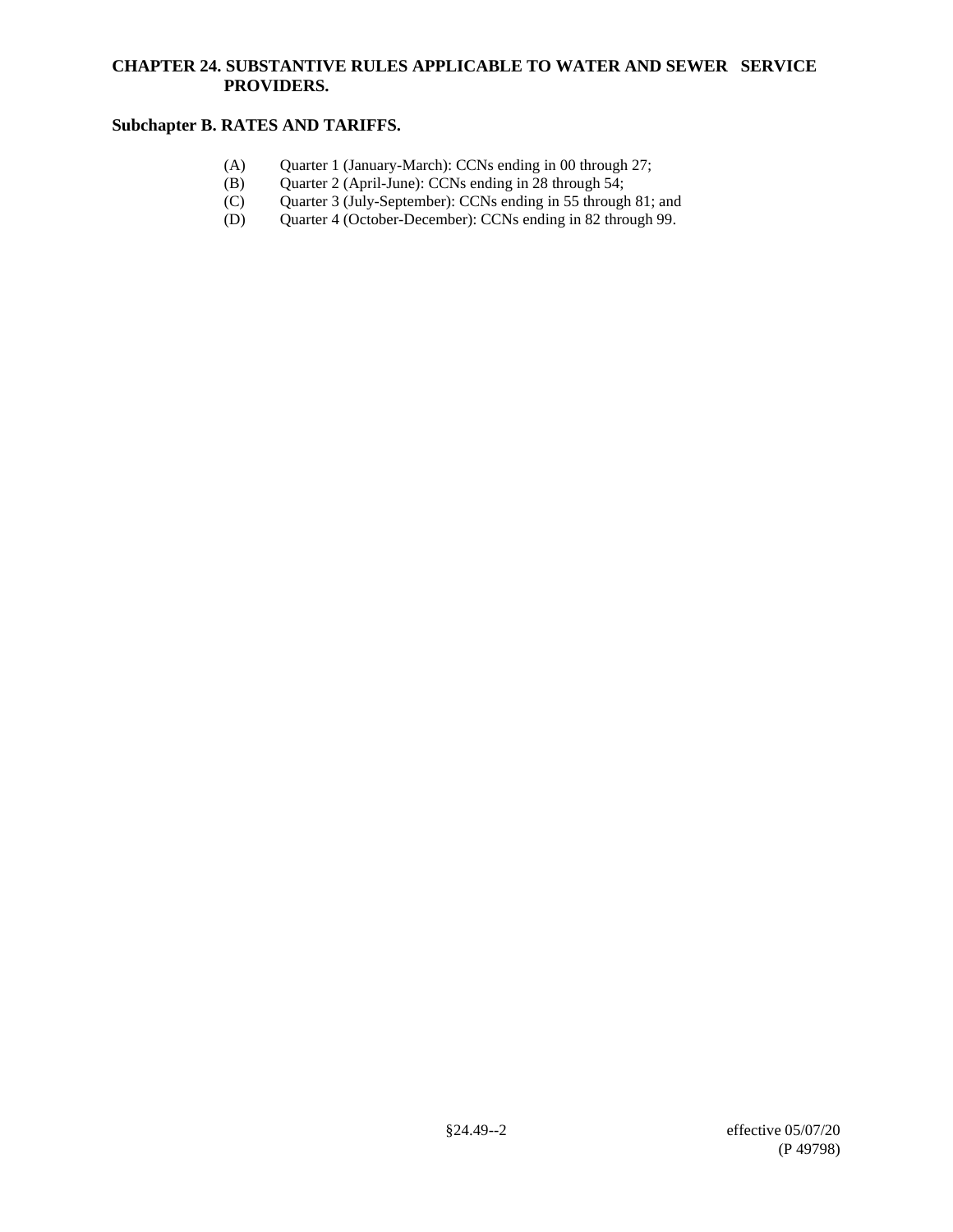(A) Quarter 1 (January-March): CCNs ending in 00 through 27;

(B) Quarter 2 (April-June): CCNs ending in 28 through 54;

(C) Quarter 3 (July-September): CCNs ending in 55 through 81; and

(D) Quarter 4 (October-December): CCNs ending in 82 through 99.